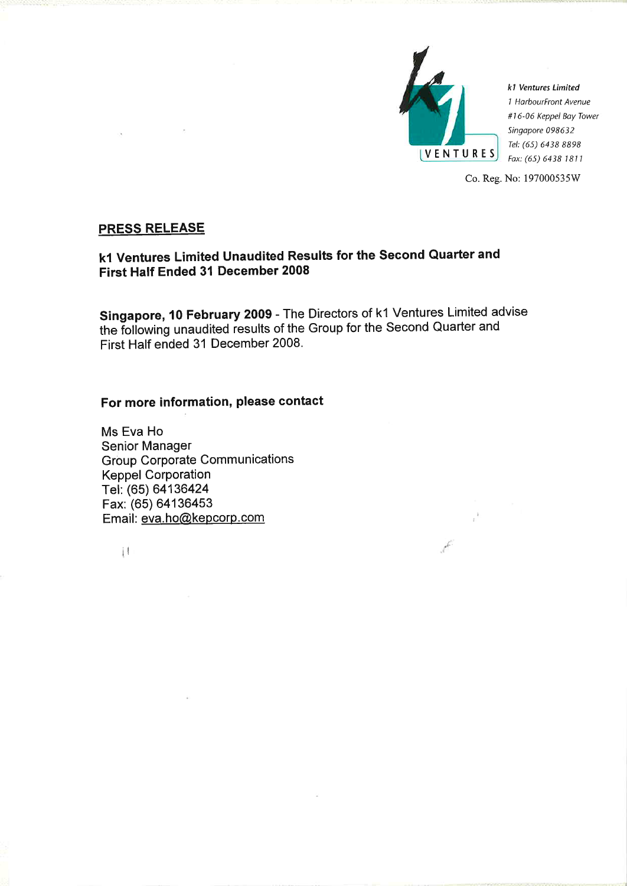**k1 Ventures Limited**
*1 HarbourFront Avenue*
*#16-06 Keppel Bay Tower*
*Singapore 098632*
*Tel: (65) 6438 8898*
*Fax: (65) 6438 1811*

Co. Reg. No: 197000535W

## PRESS RELEASE

## k1 Ventures Limited Unaudited Results for the Second Quarter and First Half Ended 31 December 2008

**Singapore, 10 February 2009** - The Directors of k1 Ventures Limited advise the following unaudited results of the Group for the Second Quarter and First Half ended 31 December 2008.

### For more information, please contact

Ms Eva Ho
Senior Manager
Group Corporate Communications
Keppel Corporation
Tel: (65) 64136424
Fax: (65) 64136453
Email: eva.ho@kepcorp.com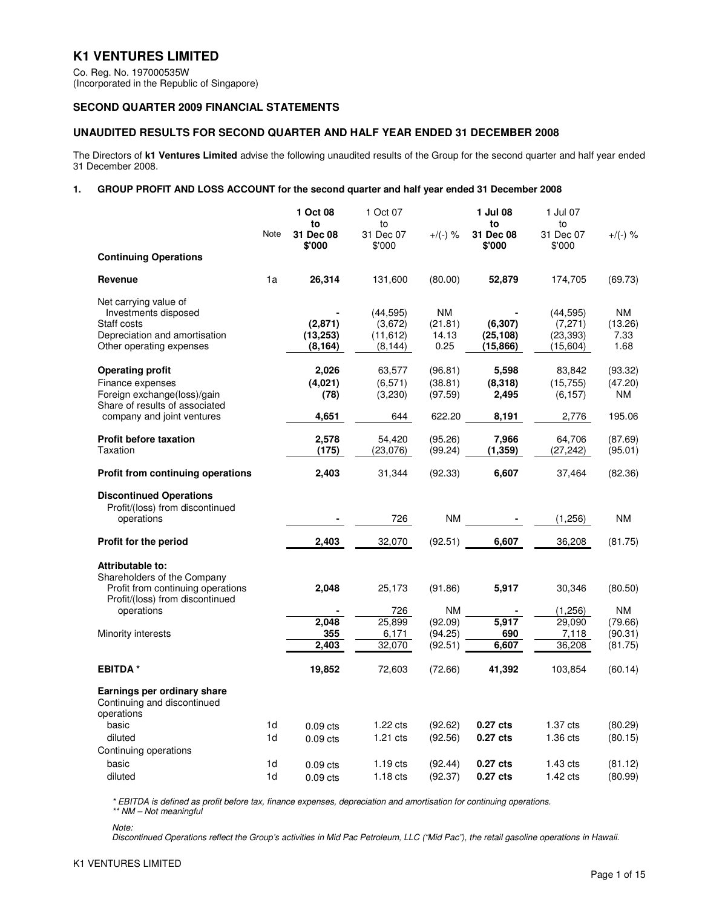# K1 VENTURES LIMITED

Co. Reg. No. 197000535W
(Incorporated in the Republic of Singapore)

## SECOND QUARTER 2009 FINANCIAL STATEMENTS

## UNAUDITED RESULTS FOR SECOND QUARTER AND HALF YEAR ENDED 31 DECEMBER 2008

The Directors of **k1 Ventures Limited** advise the following unaudited results of the Group for the second quarter and half year ended 31 December 2008.

### 1. GROUP PROFIT AND LOSS ACCOUNT for the second quarter and half year ended 31 December 2008

| | Note | **1 Oct 08 to 31 Dec 08 $'000** | 1 Oct 07 to 31 Dec 07 $'000 | +/(-) % | **1 Jul 08 to 31 Dec 08 $'000** | 1 Jul 07 to 31 Dec 07 $'000 | +/(-) % |
|---|---|---|---|---|---|---|---|
| **Continuing Operations** | | | | | | | |
| **Revenue** | 1a | **26,314** | 131,600 | (80.00) | **52,879** | 174,705 | (69.73) |
| Net carrying value of Investments disposed | | **-** | (44,595) | NM | **-** | (44,595) | NM |
| Staff costs | | **(2,871)** | (3,672) | (21.81) | **(6,307)** | (7,271) | (13.26) |
| Depreciation and amortisation | | **(13,253)** | (11,612) | 14.13 | **(25,108)** | (23,393) | 7.33 |
| Other operating expenses | | **(8,164)** | (8,144) | 0.25 | **(15,866)** | (15,604) | 1.68 |
| **Operating profit** | | **2,026** | 63,577 | (96.81) | **5,598** | 83,842 | (93.32) |
| Finance expenses | | **(4,021)** | (6,571) | (38.81) | **(8,318)** | (15,755) | (47.20) |
| Foreign exchange(loss)/gain | | **(78)** | (3,230) | (97.59) | **2,495** | (6,157) | NM |
| Share of results of associated company and joint ventures | | **4,651** | 644 | 622.20 | **8,191** | 2,776 | 195.06 |
| **Profit before taxation** | | **2,578** | 54,420 | (95.26) | **7,966** | 64,706 | (87.69) |
| Taxation | | **(175)** | (23,076) | (99.24) | **(1,359)** | (27,242) | (95.01) |
| **Profit from continuing operations** | | **2,403** | 31,344 | (92.33) | **6,607** | 37,464 | (82.36) |
| **Discontinued Operations** | | | | | | | |
| Profit/(loss) from discontinued operations | | **-** | 726 | NM | **-** | (1,256) | NM |
| **Profit for the period** | | **2,403** | 32,070 | (92.51) | **6,607** | 36,208 | (81.75) |
| **Attributable to:** | | | | | | | |
| Shareholders of the Company | | | | | | | |
| Profit from continuing operations | | **2,048** | 25,173 | (91.86) | **5,917** | 30,346 | (80.50) |
| Profit/(loss) from discontinued operations | | **-** | 726 | NM | **-** | (1,256) | NM |
| | | **2,048** | 25,899 | (92.09) | **5,917** | 29,090 | (79.66) |
| Minority interests | | **355** | 6,171 | (94.25) | **690** | 7,118 | (90.31) |
| | | **2,403** | 32,070 | (92.51) | **6,607** | 36,208 | (81.75) |
| **EBITDA \*** | | **19,852** | 72,603 | (72.66) | **41,392** | 103,854 | (60.14) |
| **Earnings per ordinary share** | | | | | | | |
| Continuing and discontinued operations | | | | | | | |
| basic | 1d | 0.09 cts | 1.22 cts | (92.62) | **0.27 cts** | 1.37 cts | (80.29) |
| diluted | 1d | 0.09 cts | 1.21 cts | (92.56) | **0.27 cts** | 1.36 cts | (80.15) |
| Continuing operations | | | | | | | |
| basic | 1d | 0.09 cts | 1.19 cts | (92.44) | **0.27 cts** | 1.43 cts | (81.12) |
| diluted | 1d | 0.09 cts | 1.18 cts | (92.37) | **0.27 cts** | 1.42 cts | (80.99) |

*\* EBITDA is defined as profit before tax, finance expenses, depreciation and amortisation for continuing operations.*
*\*\* NM – Not meaningful*

*Note:*
*Discontinued Operations reflect the Group's activities in Mid Pac Petroleum, LLC ("Mid Pac"), the retail gasoline operations in Hawaii.*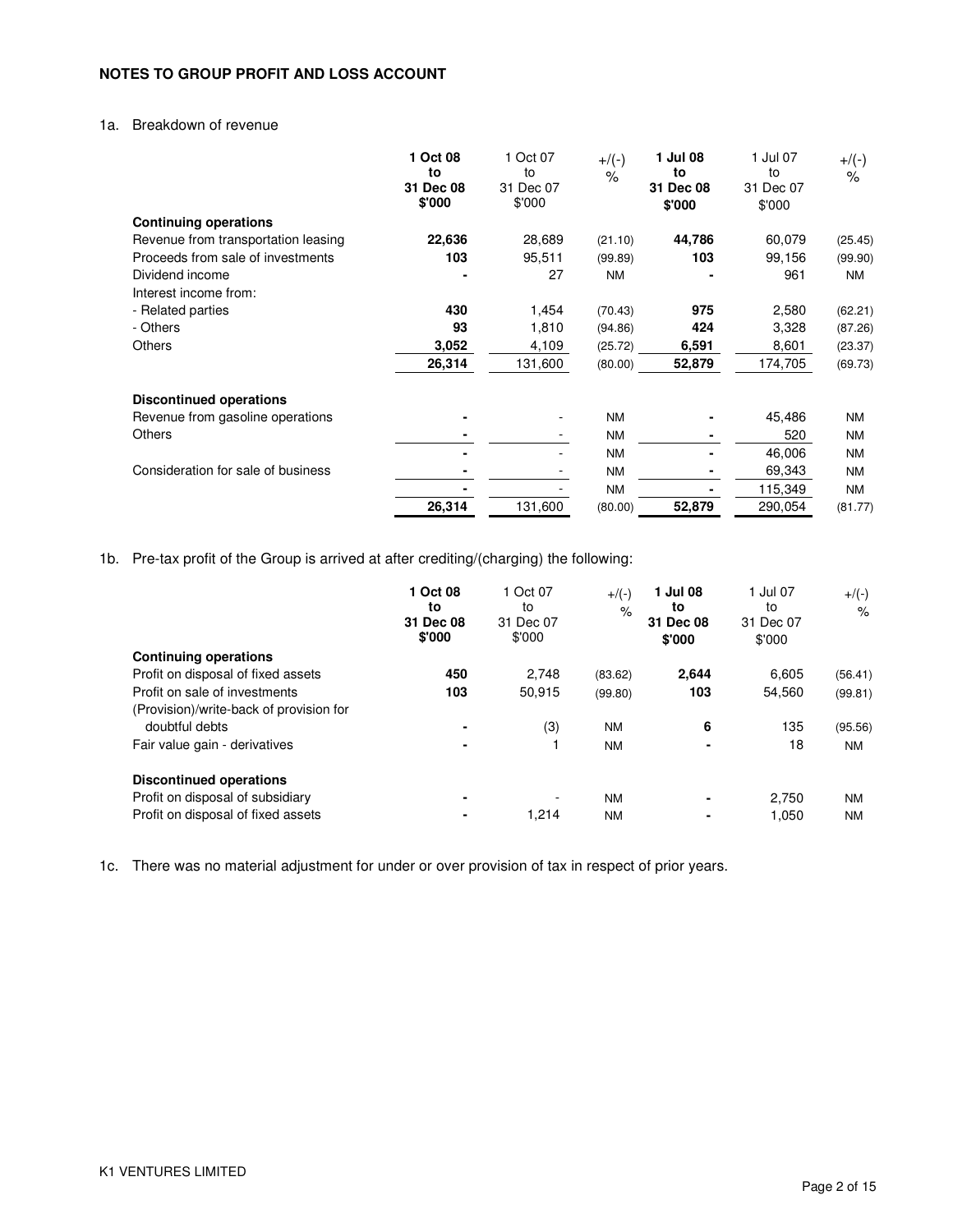## NOTES TO GROUP PROFIT AND LOSS ACCOUNT

1a. Breakdown of revenue

| | **1 Oct 08 to 31 Dec 08 $'000** | 1 Oct 07 to 31 Dec 07 $'000 | +/(-) % | **1 Jul 08 to 31 Dec 08 $'000** | 1 Jul 07 to 31 Dec 07 $'000 | +/(-) % |
|---|---|---|---|---|---|---|
| **Continuing operations** | | | | | | |
| Revenue from transportation leasing | **22,636** | 28,689 | (21.10) | **44,786** | 60,079 | (25.45) |
| Proceeds from sale of investments | **103** | 95,511 | (99.89) | **103** | 99,156 | (99.90) |
| Dividend income | **-** | 27 | NM | **-** | 961 | NM |
| Interest income from: | | | | | | |
| - Related parties | **430** | 1,454 | (70.43) | **975** | 2,580 | (62.21) |
| - Others | **93** | 1,810 | (94.86) | **424** | 3,328 | (87.26) |
| Others | **3,052** | 4,109 | (25.72) | **6,591** | 8,601 | (23.37) |
| | **26,314** | 131,600 | (80.00) | **52,879** | 174,705 | (69.73) |
| **Discontinued operations** | | | | | | |
| Revenue from gasoline operations | **-** | - | NM | **-** | 45,486 | NM |
| Others | **-** | - | NM | **-** | 520 | NM |
| | **-** | - | NM | **-** | 46,006 | NM |
| Consideration for sale of business | **-** | - | NM | **-** | 69,343 | NM |
| | **-** | - | NM | **-** | 115,349 | NM |
| | **26,314** | 131,600 | (80.00) | **52,879** | 290,054 | (81.77) |

1b. Pre-tax profit of the Group is arrived at after crediting/(charging) the following:

| | **1 Oct 08 to 31 Dec 08 $'000** | 1 Oct 07 to 31 Dec 07 $'000 | +/(-) % | **1 Jul 08 to 31 Dec 08 $'000** | 1 Jul 07 to 31 Dec 07 $'000 | +/(-) % |
|---|---|---|---|---|---|---|
| **Continuing operations** | | | | | | |
| Profit on disposal of fixed assets | **450** | 2,748 | (83.62) | **2,644** | 6,605 | (56.41) |
| Profit on sale of investments | **103** | 50,915 | (99.80) | **103** | 54,560 | (99.81) |
| (Provision)/write-back of provision for doubtful debts | **-** | (3) | NM | **6** | 135 | (95.56) |
| Fair value gain - derivatives | **-** | 1 | NM | **-** | 18 | NM |
| **Discontinued operations** | | | | | | |
| Profit on disposal of subsidiary | **-** | - | NM | **-** | 2,750 | NM |
| Profit on disposal of fixed assets | **-** | 1,214 | NM | **-** | 1,050 | NM |

1c. There was no material adjustment for under or over provision of tax in respect of prior years.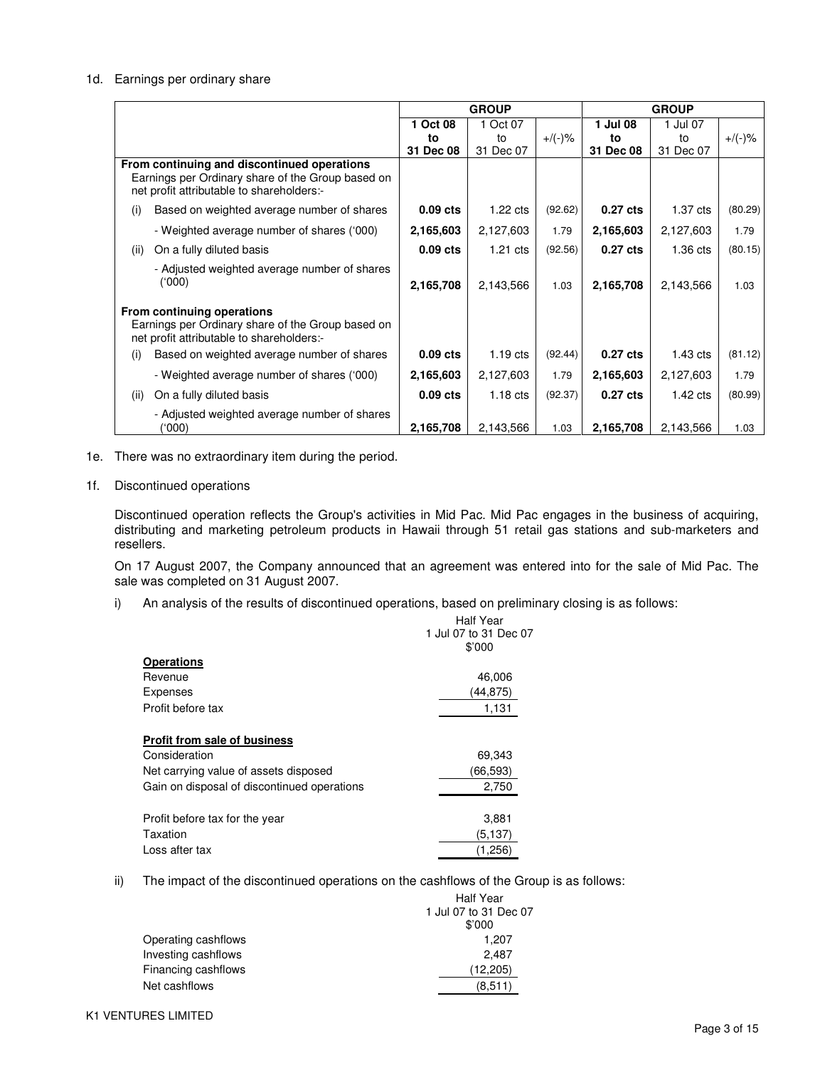1d. Earnings per ordinary share

| | GROUP | | | GROUP | | |
|---|---|---|---|---|---|---|
| | **1 Oct 08 to 31 Dec 08** | 1 Oct 07 to 31 Dec 07 | +/(-)% | **1 Jul 08 to 31 Dec 08** | 1 Jul 07 to 31 Dec 07 | +/(-)% |
| **From continuing and discontinued operations** Earnings per Ordinary share of the Group based on net profit attributable to shareholders:- | | | | | | |
| (i) Based on weighted average number of shares | **0.09 cts** | 1.22 cts | (92.62) | **0.27 cts** | 1.37 cts | (80.29) |
| - Weighted average number of shares ('000) | **2,165,603** | 2,127,603 | 1.79 | **2,165,603** | 2,127,603 | 1.79 |
| (ii) On a fully diluted basis | **0.09 cts** | 1.21 cts | (92.56) | **0.27 cts** | 1.36 cts | (80.15) |
| - Adjusted weighted average number of shares ('000) | **2,165,708** | 2,143,566 | 1.03 | **2,165,708** | 2,143,566 | 1.03 |
| **From continuing operations** Earnings per Ordinary share of the Group based on net profit attributable to shareholders:- | | | | | | |
| (i) Based on weighted average number of shares | **0.09 cts** | 1.19 cts | (92.44) | **0.27 cts** | 1.43 cts | (81.12) |
| - Weighted average number of shares ('000) | **2,165,603** | 2,127,603 | 1.79 | **2,165,603** | 2,127,603 | 1.79 |
| (ii) On a fully diluted basis | **0.09 cts** | 1.18 cts | (92.37) | **0.27 cts** | 1.42 cts | (80.99) |
| - Adjusted weighted average number of shares ('000) | **2,165,708** | 2,143,566 | 1.03 | **2,165,708** | 2,143,566 | 1.03 |

1e. There was no extraordinary item during the period.

1f. Discontinued operations

Discontinued operation reflects the Group's activities in Mid Pac. Mid Pac engages in the business of acquiring, distributing and marketing petroleum products in Hawaii through 51 retail gas stations and sub-marketers and resellers.

On 17 August 2007, the Company announced that an agreement was entered into for the sale of Mid Pac. The sale was completed on 31 August 2007.

i) An analysis of the results of discontinued operations, based on preliminary closing is as follows:

| | Half Year 1 Jul 07 to 31 Dec 07 $'000 |
|---|---|
| **Operations** | |
| Revenue | 46,006 |
| Expenses | (44,875) |
| Profit before tax | 1,131 |
| **Profit from sale of business** | |
| Consideration | 69,343 |
| Net carrying value of assets disposed | (66,593) |
| Gain on disposal of discontinued operations | 2,750 |
| Profit before tax for the year | 3,881 |
| Taxation | (5,137) |
| Loss after tax | (1,256) |

ii) The impact of the discontinued operations on the cashflows of the Group is as follows:

| | Half Year 1 Jul 07 to 31 Dec 07 $'000 |
|---|---|
| Operating cashflows | 1,207 |
| Investing cashflows | 2,487 |
| Financing cashflows | (12,205) |
| Net cashflows | (8,511) |

K1 VENTURES LIMITED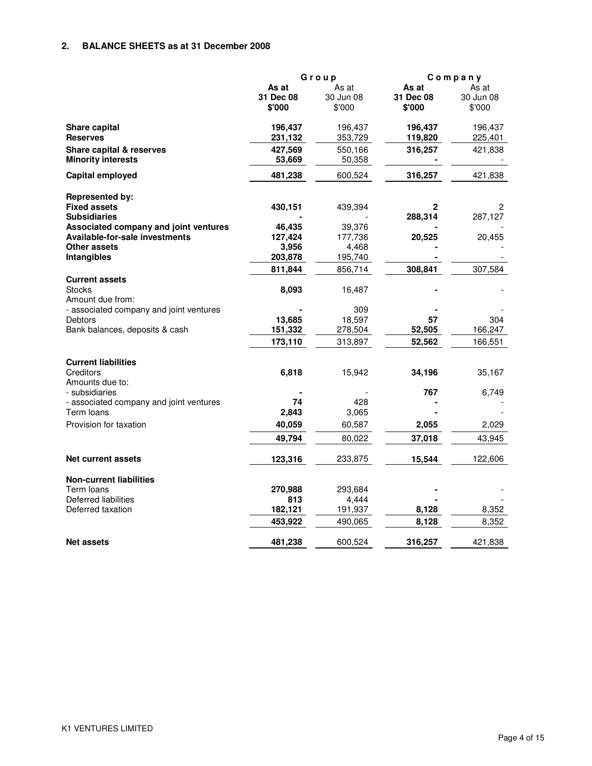## 2. BALANCE SHEETS as at 31 December 2008

| | Group | | Company | |
|---|---|---|---|---|
| | **As at 31 Dec 08 $'000** | As at 30 Jun 08 $'000 | **As at 31 Dec 08 $'000** | As at 30 Jun 08 $'000 |
| **Share capital** | **196,437** | 196,437 | **196,437** | 196,437 |
| **Reserves** | **231,132** | 353,729 | **119,820** | 225,401 |
| **Share capital & reserves** | **427,569** | 550,166 | **316,257** | 421,838 |
| **Minority interests** | **53,669** | 50,358 | **-** | - |
| **Capital employed** | **481,238** | 600,524 | **316,257** | 421,838 |
| **Represented by:** | | | | |
| **Fixed assets** | **430,151** | 439,394 | **2** | 2 |
| **Subsidiaries** | **-** | - | **288,314** | 287,127 |
| **Associated company and joint ventures** | **46,435** | 39,376 | **-** | - |
| **Available-for-sale investments** | **127,424** | 177,736 | **20,525** | 20,455 |
| **Other assets** | **3,956** | 4,468 | **-** | - |
| **Intangibles** | **203,878** | 195,740 | **-** | - |
| | **811,844** | 856,714 | **308,841** | 307,584 |
| **Current assets** | | | | |
| Stocks | **8,093** | 16,487 | **-** | - |
| Amount due from: | | | | |
| - associated company and joint ventures | **-** | 309 | **-** | - |
| Debtors | **13,685** | 18,597 | **57** | 304 |
| Bank balances, deposits & cash | **151,332** | 278,504 | **52,505** | 166,247 |
| | **173,110** | 313,897 | **52,562** | 166,551 |
| **Current liabilities** | | | | |
| Creditors | **6,818** | 15,942 | **34,196** | 35,167 |
| Amounts due to: | | | | |
| - subsidiaries | **-** | - | **767** | 6,749 |
| - associated company and joint ventures | **74** | 428 | **-** | - |
| Term loans | **2,843** | 3,065 | **-** | - |
| Provision for taxation | **40,059** | 60,587 | **2,055** | 2,029 |
| | **49,794** | 80,022 | **37,018** | 43,945 |
| **Net current assets** | **123,316** | 233,875 | **15,544** | 122,606 |
| **Non-current liabilities** | | | | |
| Term loans | **270,988** | 293,684 | **-** | - |
| Deferred liabilities | **813** | 4,444 | **-** | - |
| Deferred taxation | **182,121** | 191,937 | **8,128** | 8,352 |
| | **453,922** | 490,065 | **8,128** | 8,352 |
| **Net assets** | **481,238** | 600,524 | **316,257** | 421,838 |

K1 VENTURES LIMITED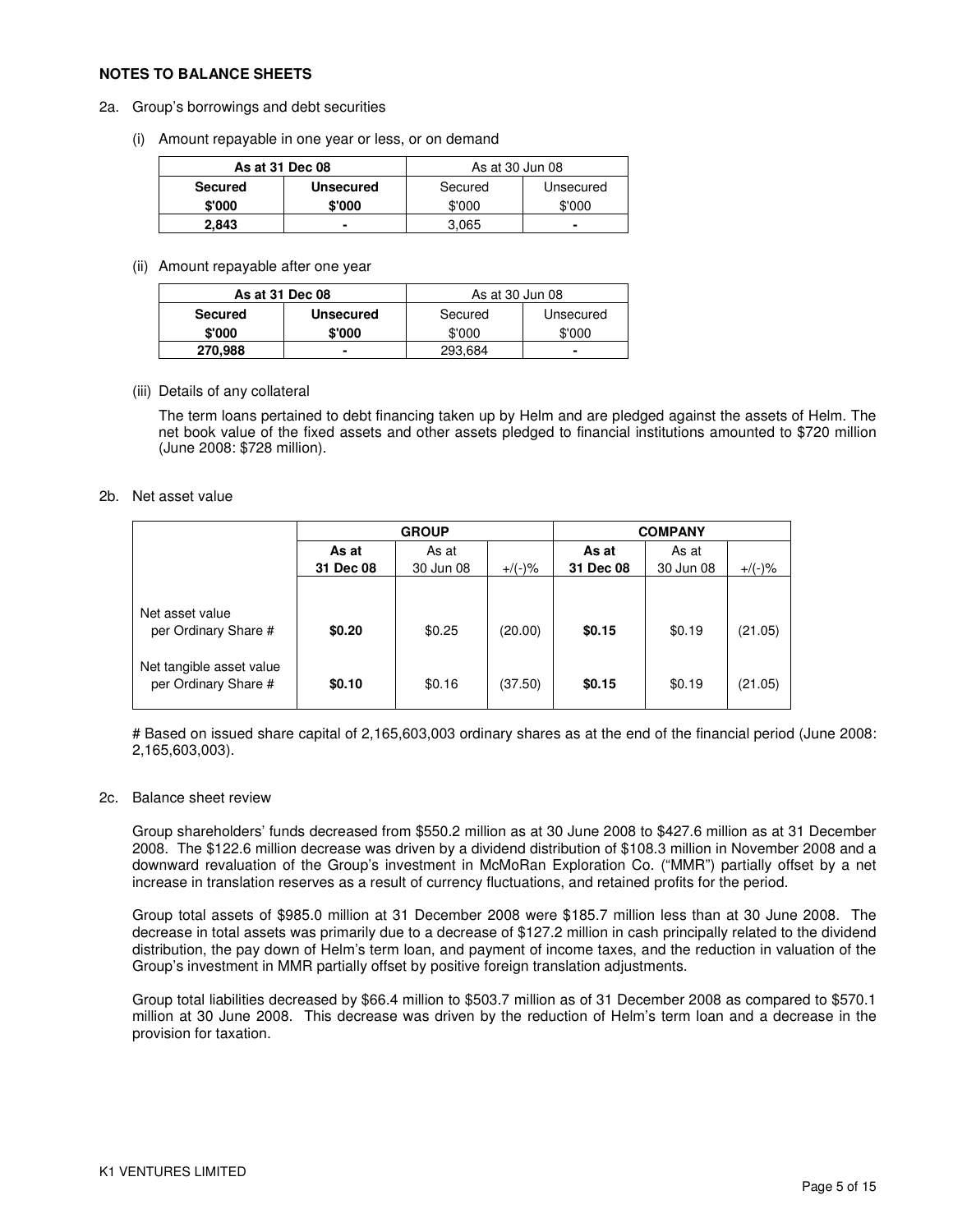**NOTES TO BALANCE SHEETS**

2a. Group's borrowings and debt securities

(i) Amount repayable in one year or less, or on demand

| **As at 31 Dec 08** | | As at 30 Jun 08 | |
|---|---|---|---|
| **Secured** | **Unsecured** | Secured | Unsecured |
| **$'000** | **$'000** | $'000 | $'000 |
| **2,843** | **-** | 3,065 | - |

(ii) Amount repayable after one year

| **As at 31 Dec 08** | | As at 30 Jun 08 | |
|---|---|---|---|
| **Secured** | **Unsecured** | Secured | Unsecured |
| **$'000** | **$'000** | $'000 | $'000 |
| **270,988** | **-** | 293,684 | - |

(iii) Details of any collateral

The term loans pertained to debt financing taken up by Helm and are pledged against the assets of Helm. The net book value of the fixed assets and other assets pledged to financial institutions amounted to $720 million (June 2008: $728 million).

2b. Net asset value

| | **GROUP** | | | **COMPANY** | | |
|---|---|---|---|---|---|---|
| | **As at 31 Dec 08** | As at 30 Jun 08 | +/(-)% | **As at 31 Dec 08** | As at 30 Jun 08 | +/(-)% |
| Net asset value per Ordinary Share # | **$0.20** | $0.25 | (20.00) | **$0.15** | $0.19 | (21.05) |
| Net tangible asset value per Ordinary Share # | **$0.10** | $0.16 | (37.50) | **$0.15** | $0.19 | (21.05) |

# Based on issued share capital of 2,165,603,003 ordinary shares as at the end of the financial period (June 2008: 2,165,603,003).

2c. Balance sheet review

Group shareholders' funds decreased from $550.2 million as at 30 June 2008 to $427.6 million as at 31 December 2008. The $122.6 million decrease was driven by a dividend distribution of $108.3 million in November 2008 and a downward revaluation of the Group's investment in McMoRan Exploration Co. ("MMR") partially offset by a net increase in translation reserves as a result of currency fluctuations, and retained profits for the period.

Group total assets of $985.0 million at 31 December 2008 were $185.7 million less than at 30 June 2008. The decrease in total assets was primarily due to a decrease of $127.2 million in cash principally related to the dividend distribution, the pay down of Helm's term loan, and payment of income taxes, and the reduction in valuation of the Group's investment in MMR partially offset by positive foreign translation adjustments.

Group total liabilities decreased by $66.4 million to $503.7 million as of 31 December 2008 as compared to $570.1 million at 30 June 2008. This decrease was driven by the reduction of Helm's term loan and a decrease in the provision for taxation.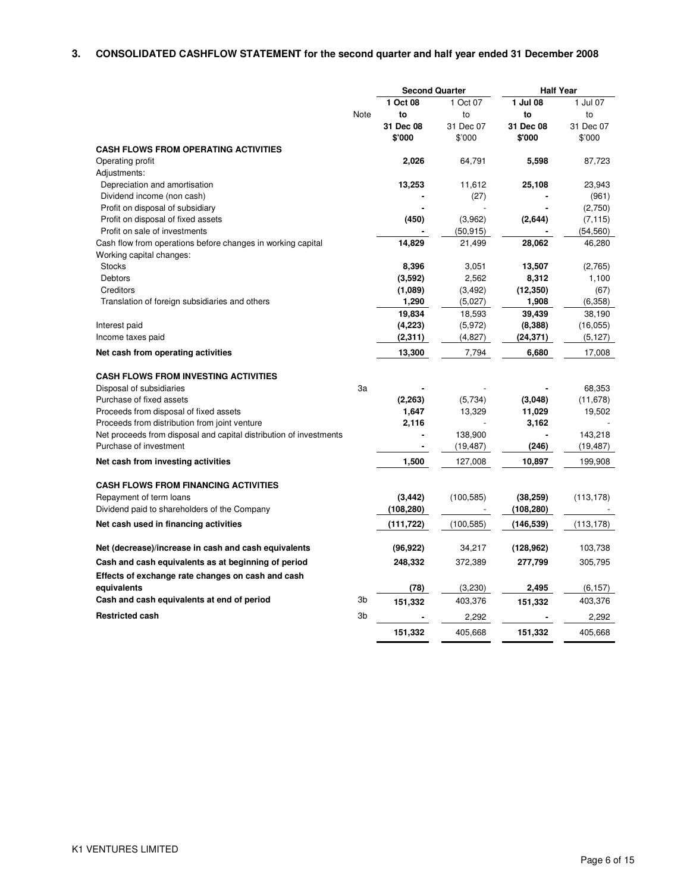## 3. CONSOLIDATED CASHFLOW STATEMENT for the second quarter and half year ended 31 December 2008

| | Note | Second Quarter | | Half Year | |
|---|---|---|---|---|---|
| | | **1 Oct 08 to 31 Dec 08** | 1 Oct 07 to 31 Dec 07 | **1 Jul 08 to 31 Dec 08** | 1 Jul 07 to 31 Dec 07 |
| | | **$'000** | $'000 | **$'000** | $'000 |
| **CASH FLOWS FROM OPERATING ACTIVITIES** | | | | | |
| Operating profit | | **2,026** | 64,791 | **5,598** | 87,723 |
| Adjustments: | | | | | |
| Depreciation and amortisation | | **13,253** | 11,612 | **25,108** | 23,943 |
| Dividend income (non cash) | | **-** | (27) | **-** | (961) |
| Profit on disposal of subsidiary | | **-** | - | **-** | (2,750) |
| Profit on disposal of fixed assets | | **(450)** | (3,962) | **(2,644)** | (7,115) |
| Profit on sale of investments | | **-** | (50,915) | **-** | (54,560) |
| Cash flow from operations before changes in working capital | | **14,829** | 21,499 | **28,062** | 46,280 |
| Working capital changes: | | | | | |
| Stocks | | **8,396** | 3,051 | **13,507** | (2,765) |
| Debtors | | **(3,592)** | 2,562 | **8,312** | 1,100 |
| Creditors | | **(1,089)** | (3,492) | **(12,350)** | (67) |
| Translation of foreign subsidiaries and others | | **1,290** | (5,027) | **1,908** | (6,358) |
| | | **19,834** | 18,593 | **39,439** | 38,190 |
| Interest paid | | **(4,223)** | (5,972) | **(8,388)** | (16,055) |
| Income taxes paid | | **(2,311)** | (4,827) | **(24,371)** | (5,127) |
| **Net cash from operating activities** | | **13,300** | 7,794 | **6,680** | 17,008 |
| **CASH FLOWS FROM INVESTING ACTIVITIES** | | | | | |
| Disposal of subsidiaries | 3a | **-** | - | **-** | 68,353 |
| Purchase of fixed assets | | **(2,263)** | (5,734) | **(3,048)** | (11,678) |
| Proceeds from disposal of fixed assets | | **1,647** | 13,329 | **11,029** | 19,502 |
| Proceeds from distribution from joint venture | | **2,116** | - | **3,162** | - |
| Net proceeds from disposal and capital distribution of investments | | **-** | 138,900 | **-** | 143,218 |
| Purchase of investment | | **-** | (19,487) | **(246)** | (19,487) |
| **Net cash from investing activities** | | **1,500** | 127,008 | **10,897** | 199,908 |
| **CASH FLOWS FROM FINANCING ACTIVITIES** | | | | | |
| Repayment of term loans | | **(3,442)** | (100,585) | **(38,259)** | (113,178) |
| Dividend paid to shareholders of the Company | | **(108,280)** | - | **(108,280)** | - |
| **Net cash used in financing activities** | | **(111,722)** | (100,585) | **(146,539)** | (113,178) |
| **Net (decrease)/increase in cash and cash equivalents** | | **(96,922)** | 34,217 | **(128,962)** | 103,738 |
| **Cash and cash equivalents as at beginning of period** | | **248,332** | 372,389 | **277,799** | 305,795 |
| **Effects of exchange rate changes on cash and cash equivalents** | | **(78)** | (3,230) | **2,495** | (6,157) |
| **Cash and cash equivalents at end of period** | 3b | **151,332** | 403,376 | **151,332** | 403,376 |
| **Restricted cash** | 3b | **-** | 2,292 | **-** | 2,292 |
| | | **151,332** | 405,668 | **151,332** | 405,668 |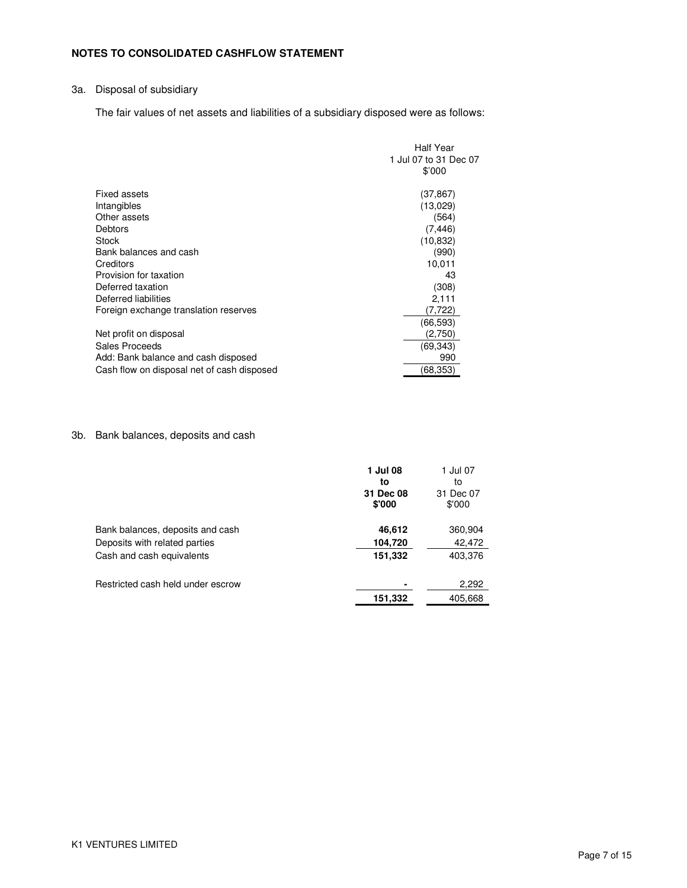**NOTES TO CONSOLIDATED CASHFLOW STATEMENT**

3a. Disposal of subsidiary

The fair values of net assets and liabilities of a subsidiary disposed were as follows:

| | Half Year 1 Jul 07 to 31 Dec 07 $'000 |
|---|---|
| Fixed assets | (37,867) |
| Intangibles | (13,029) |
| Other assets | (564) |
| Debtors | (7,446) |
| Stock | (10,832) |
| Bank balances and cash | (990) |
| Creditors | 10,011 |
| Provision for taxation | 43 |
| Deferred taxation | (308) |
| Deferred liabilities | 2,111 |
| Foreign exchange translation reserves | (7,722) |
| | (66,593) |
| Net profit on disposal | (2,750) |
| Sales Proceeds | (69,343) |
| Add: Bank balance and cash disposed | 990 |
| Cash flow on disposal net of cash disposed | (68,353) |

3b. Bank balances, deposits and cash

| | **1 Jul 08 to 31 Dec 08 $'000** | 1 Jul 07 to 31 Dec 07 $'000 |
|---|---|---|
| Bank balances, deposits and cash | **46,612** | 360,904 |
| Deposits with related parties | **104,720** | 42,472 |
| Cash and cash equivalents | **151,332** | 403,376 |
| | | |
| Restricted cash held under escrow | **-** | 2,292 |
| | **151,332** | 405,668 |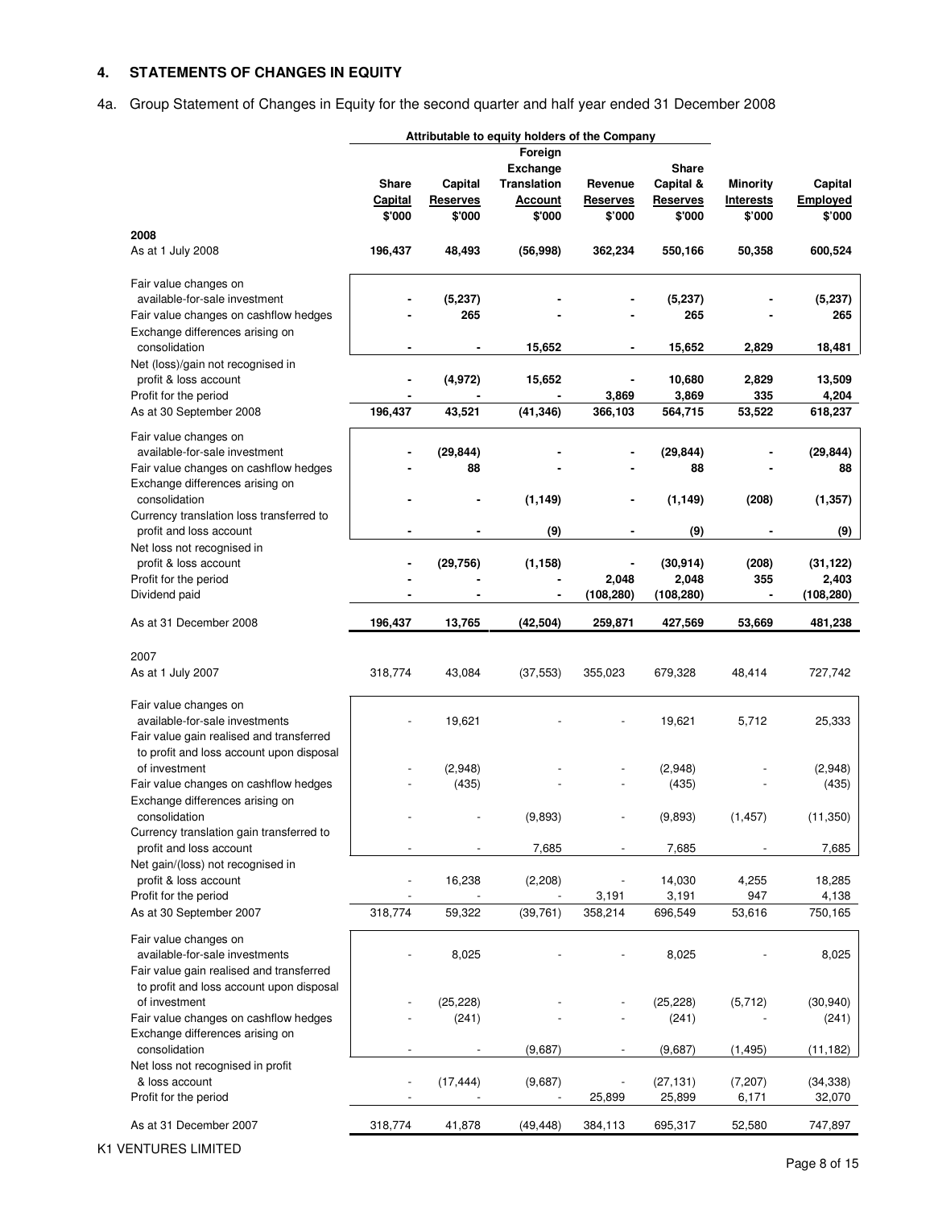## 4. STATEMENTS OF CHANGES IN EQUITY

4a. Group Statement of Changes in Equity for the second quarter and half year ended 31 December 2008

| | Attributable to equity holders of the Company | | | | | | |
|---|---|---|---|---|---|---|---|
| | **Share Capital** | **Capital Reserves** | **Foreign Exchange Translation Account** | **Revenue Reserves** | **Share Capital & Reserves** | **Minority Interests** | **Capital Employed** |
| | **\$'000** | **\$'000** | **\$'000** | **\$'000** | **\$'000** | **\$'000** | **\$'000** |
| **2008** | | | | | | | |
| As at 1 July 2008 | **196,437** | **48,493** | **(56,998)** | **362,234** | **550,166** | **50,358** | **600,524** |
| Fair value changes on available-for-sale investment | **-** | **(5,237)** | **-** | **-** | **(5,237)** | **-** | **(5,237)** |
| Fair value changes on cashflow hedges | **-** | **265** | **-** | **-** | **265** | **-** | **265** |
| Exchange differences arising on consolidation | **-** | **-** | **15,652** | **-** | **15,652** | **2,829** | **18,481** |
| Net (loss)/gain not recognised in profit & loss account | **-** | **(4,972)** | **15,652** | **-** | **10,680** | **2,829** | **13,509** |
| Profit for the period | **-** | **-** | **-** | **3,869** | **3,869** | **335** | **4,204** |
| As at 30 September 2008 | **196,437** | **43,521** | **(41,346)** | **366,103** | **564,715** | **53,522** | **618,237** |
| Fair value changes on available-for-sale investment | **-** | **(29,844)** | **-** | **-** | **(29,844)** | **-** | **(29,844)** |
| Fair value changes on cashflow hedges | **-** | **88** | **-** | **-** | **88** | **-** | **88** |
| Exchange differences arising on consolidation | **-** | **-** | **(1,149)** | **-** | **(1,149)** | **(208)** | **(1,357)** |
| Currency translation loss transferred to profit and loss account | **-** | **-** | **(9)** | **-** | **(9)** | **-** | **(9)** |
| Net loss not recognised in profit & loss account | **-** | **(29,756)** | **(1,158)** | **-** | **(30,914)** | **(208)** | **(31,122)** |
| Profit for the period | **-** | **-** | **-** | **2,048** | **2,048** | **355** | **2,403** |
| Dividend paid | **-** | **-** | **-** | **(108,280)** | **(108,280)** | **-** | **(108,280)** |
| As at 31 December 2008 | **196,437** | **13,765** | **(42,504)** | **259,871** | **427,569** | **53,669** | **481,238** |
| 2007 | | | | | | | |
| As at 1 July 2007 | 318,774 | 43,084 | (37,553) | 355,023 | 679,328 | 48,414 | 727,742 |
| Fair value changes on available-for-sale investments | - | 19,621 | - | - | 19,621 | 5,712 | 25,333 |
| Fair value gain realised and transferred to profit and loss account upon disposal of investment | - | (2,948) | - | - | (2,948) | - | (2,948) |
| Fair value changes on cashflow hedges | - | (435) | - | - | (435) | - | (435) |
| Exchange differences arising on consolidation | - | - | (9,893) | - | (9,893) | (1,457) | (11,350) |
| Currency translation gain transferred to profit and loss account | - | - | 7,685 | - | 7,685 | - | 7,685 |
| Net gain/(loss) not recognised in profit & loss account | - | 16,238 | (2,208) | - | 14,030 | 4,255 | 18,285 |
| Profit for the period | - | - | - | 3,191 | 3,191 | 947 | 4,138 |
| As at 30 September 2007 | 318,774 | 59,322 | (39,761) | 358,214 | 696,549 | 53,616 | 750,165 |
| Fair value changes on available-for-sale investments | - | 8,025 | - | - | 8,025 | - | 8,025 |
| Fair value gain realised and transferred to profit and loss account upon disposal of investment | - | (25,228) | - | - | (25,228) | (5,712) | (30,940) |
| Fair value changes on cashflow hedges | - | (241) | - | - | (241) | - | (241) |
| Exchange differences arising on consolidation | - | - | (9,687) | - | (9,687) | (1,495) | (11,182) |
| Net loss not recognised in profit & loss account | - | (17,444) | (9,687) | - | (27,131) | (7,207) | (34,338) |
| Profit for the period | - | - | - | 25,899 | 25,899 | 6,171 | 32,070 |
| As at 31 December 2007 | 318,774 | 41,878 | (49,448) | 384,113 | 695,317 | 52,580 | 747,897 |

K1 VENTURES LIMITED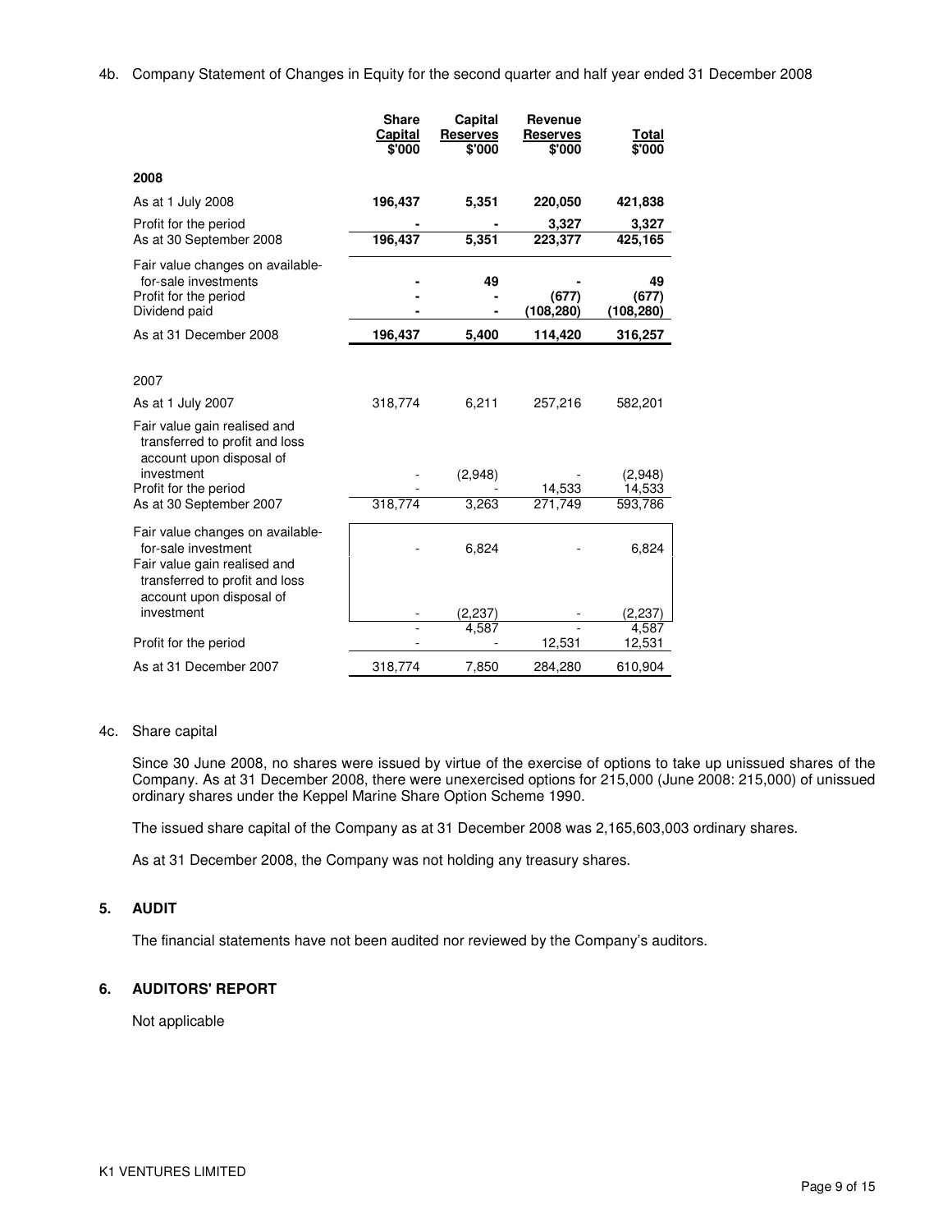4b. Company Statement of Changes in Equity for the second quarter and half year ended 31 December 2008

| | Share Capital $'000 | Capital Reserves $'000 | Revenue Reserves $'000 | Total $'000 |
|---|---|---|---|---|
| **2008** | | | | |
| As at 1 July 2008 | **196,437** | **5,351** | **220,050** | **421,838** |
| Profit for the period | **-** | **-** | **3,327** | **3,327** |
| As at 30 September 2008 | **196,437** | **5,351** | **223,377** | **425,165** |
| Fair value changes on available-for-sale investments | **-** | **49** | **-** | **49** |
| Profit for the period | **-** | **-** | **(677)** | **(677)** |
| Dividend paid | **-** | **-** | **(108,280)** | **(108,280)** |
| As at 31 December 2008 | **196,437** | **5,400** | **114,420** | **316,257** |
| | | | | |
| 2007 | | | | |
| As at 1 July 2007 | 318,774 | 6,211 | 257,216 | 582,201 |
| Fair value gain realised and transferred to profit and loss account upon disposal of investment | - | (2,948) | - | (2,948) |
| Profit for the period | - | - | 14,533 | 14,533 |
| As at 30 September 2007 | 318,774 | 3,263 | 271,749 | 593,786 |
| Fair value changes on available-for-sale investment | - | 6,824 | - | 6,824 |
| Fair value gain realised and transferred to profit and loss account upon disposal of investment | - | (2,237) | - | (2,237) |
| | - | 4,587 | - | 4,587 |
| Profit for the period | - | - | 12,531 | 12,531 |
| As at 31 December 2007 | 318,774 | 7,850 | 284,280 | 610,904 |

4c. Share capital

Since 30 June 2008, no shares were issued by virtue of the exercise of options to take up unissued shares of the Company. As at 31 December 2008, there were unexercised options for 215,000 (June 2008: 215,000) of unissued ordinary shares under the Keppel Marine Share Option Scheme 1990.

The issued share capital of the Company as at 31 December 2008 was 2,165,603,003 ordinary shares.

As at 31 December 2008, the Company was not holding any treasury shares.

## 5. AUDIT

The financial statements have not been audited nor reviewed by the Company's auditors.

## 6. AUDITORS' REPORT

Not applicable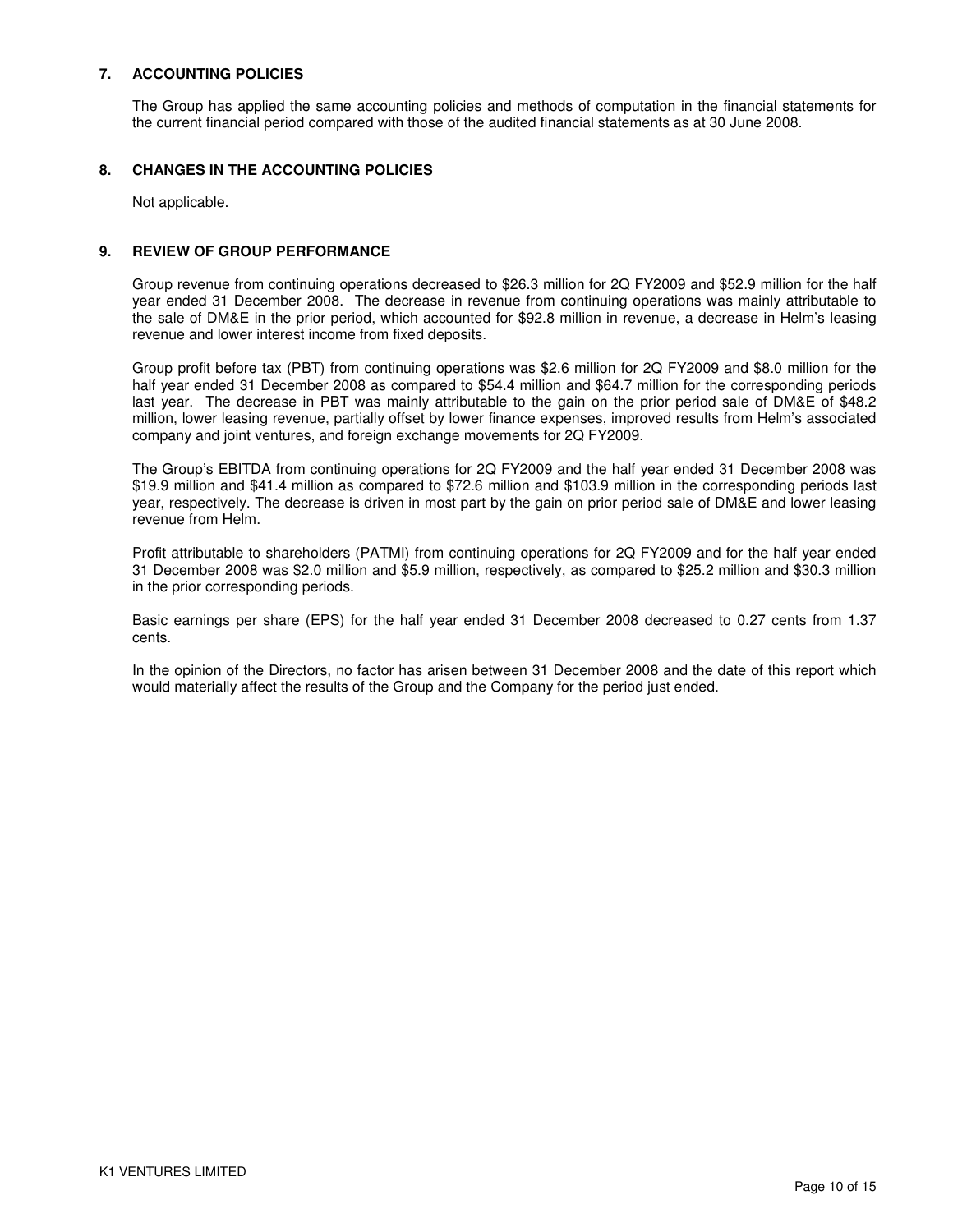## 7. ACCOUNTING POLICIES

The Group has applied the same accounting policies and methods of computation in the financial statements for the current financial period compared with those of the audited financial statements as at 30 June 2008.

## 8. CHANGES IN THE ACCOUNTING POLICIES

Not applicable.

## 9. REVIEW OF GROUP PERFORMANCE

Group revenue from continuing operations decreased to $26.3 million for 2Q FY2009 and $52.9 million for the half year ended 31 December 2008. The decrease in revenue from continuing operations was mainly attributable to the sale of DM&E in the prior period, which accounted for $92.8 million in revenue, a decrease in Helm's leasing revenue and lower interest income from fixed deposits.

Group profit before tax (PBT) from continuing operations was $2.6 million for 2Q FY2009 and $8.0 million for the half year ended 31 December 2008 as compared to $54.4 million and $64.7 million for the corresponding periods last year. The decrease in PBT was mainly attributable to the gain on the prior period sale of DM&E of $48.2 million, lower leasing revenue, partially offset by lower finance expenses, improved results from Helm's associated company and joint ventures, and foreign exchange movements for 2Q FY2009.

The Group's EBITDA from continuing operations for 2Q FY2009 and the half year ended 31 December 2008 was $19.9 million and $41.4 million as compared to $72.6 million and $103.9 million in the corresponding periods last year, respectively. The decrease is driven in most part by the gain on prior period sale of DM&E and lower leasing revenue from Helm.

Profit attributable to shareholders (PATMI) from continuing operations for 2Q FY2009 and for the half year ended 31 December 2008 was $2.0 million and $5.9 million, respectively, as compared to $25.2 million and $30.3 million in the prior corresponding periods.

Basic earnings per share (EPS) for the half year ended 31 December 2008 decreased to 0.27 cents from 1.37 cents.

In the opinion of the Directors, no factor has arisen between 31 December 2008 and the date of this report which would materially affect the results of the Group and the Company for the period just ended.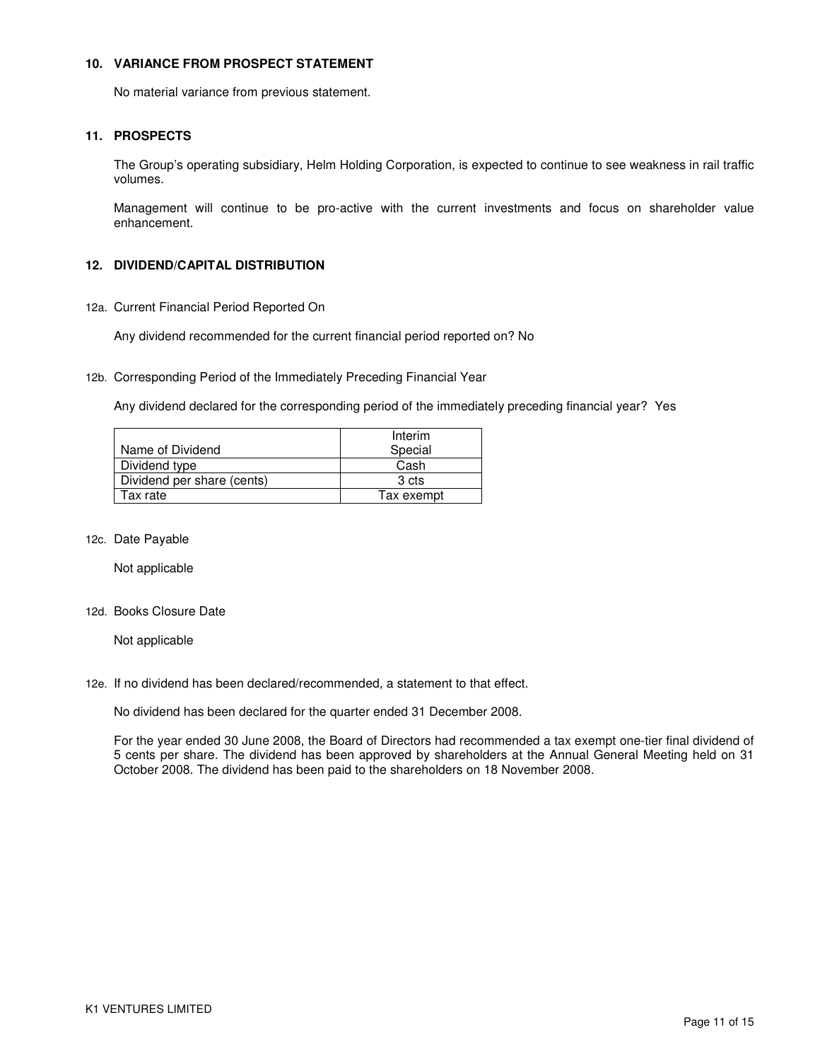### 10. VARIANCE FROM PROSPECT STATEMENT

No material variance from previous statement.

### 11. PROSPECTS

The Group's operating subsidiary, Helm Holding Corporation, is expected to continue to see weakness in rail traffic volumes.

Management will continue to be pro-active with the current investments and focus on shareholder value enhancement.

### 12. DIVIDEND/CAPITAL DISTRIBUTION

12a. Current Financial Period Reported On

Any dividend recommended for the current financial period reported on? No

12b. Corresponding Period of the Immediately Preceding Financial Year

Any dividend declared for the corresponding period of the immediately preceding financial year? Yes

| Name of Dividend | Interim Special |
|---|---|
| Dividend type | Cash |
| Dividend per share (cents) | 3 cts |
| Tax rate | Tax exempt |

12c. Date Payable

Not applicable

12d. Books Closure Date

Not applicable

12e. If no dividend has been declared/recommended, a statement to that effect.

No dividend has been declared for the quarter ended 31 December 2008.

For the year ended 30 June 2008, the Board of Directors had recommended a tax exempt one-tier final dividend of 5 cents per share. The dividend has been approved by shareholders at the Annual General Meeting held on 31 October 2008. The dividend has been paid to the shareholders on 18 November 2008.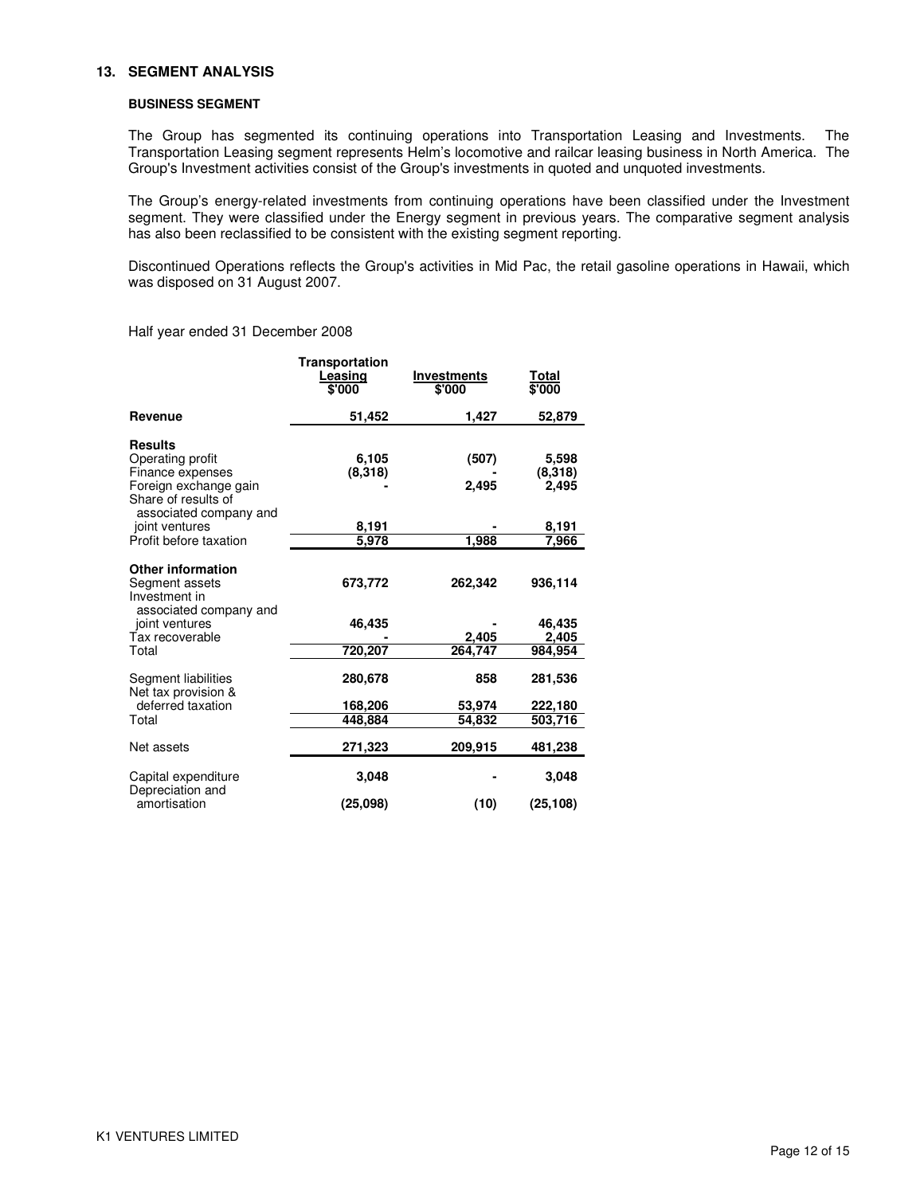## 13. SEGMENT ANALYSIS

### BUSINESS SEGMENT

The Group has segmented its continuing operations into Transportation Leasing and Investments. The Transportation Leasing segment represents Helm's locomotive and railcar leasing business in North America. The Group's Investment activities consist of the Group's investments in quoted and unquoted investments.

The Group's energy-related investments from continuing operations have been classified under the Investment segment. They were classified under the Energy segment in previous years. The comparative segment analysis has also been reclassified to be consistent with the existing segment reporting.

Discontinued Operations reflects the Group's activities in Mid Pac, the retail gasoline operations in Hawaii, which was disposed on 31 August 2007.

Half year ended 31 December 2008

| | Transportation Leasing $'000 | Investments $'000 | Total $'000 |
|---|---|---|---|
| **Revenue** | 51,452 | 1,427 | 52,879 |
| **Results** | | | |
| Operating profit | 6,105 | (507) | 5,598 |
| Finance expenses | (8,318) | - | (8,318) |
| Foreign exchange gain | - | 2,495 | 2,495 |
| Share of results of associated company and joint ventures | 8,191 | - | 8,191 |
| Profit before taxation | 5,978 | 1,988 | 7,966 |
| **Other information** | | | |
| Segment assets | 673,772 | 262,342 | 936,114 |
| Investment in associated company and joint ventures | 46,435 | - | 46,435 |
| Tax recoverable | - | 2,405 | 2,405 |
| Total | 720,207 | 264,747 | 984,954 |
| Segment liabilities | 280,678 | 858 | 281,536 |
| Net tax provision & deferred taxation | 168,206 | 53,974 | 222,180 |
| Total | 448,884 | 54,832 | 503,716 |
| Net assets | 271,323 | 209,915 | 481,238 |
| Capital expenditure | 3,048 | - | 3,048 |
| Depreciation and amortisation | (25,098) | (10) | (25,108) |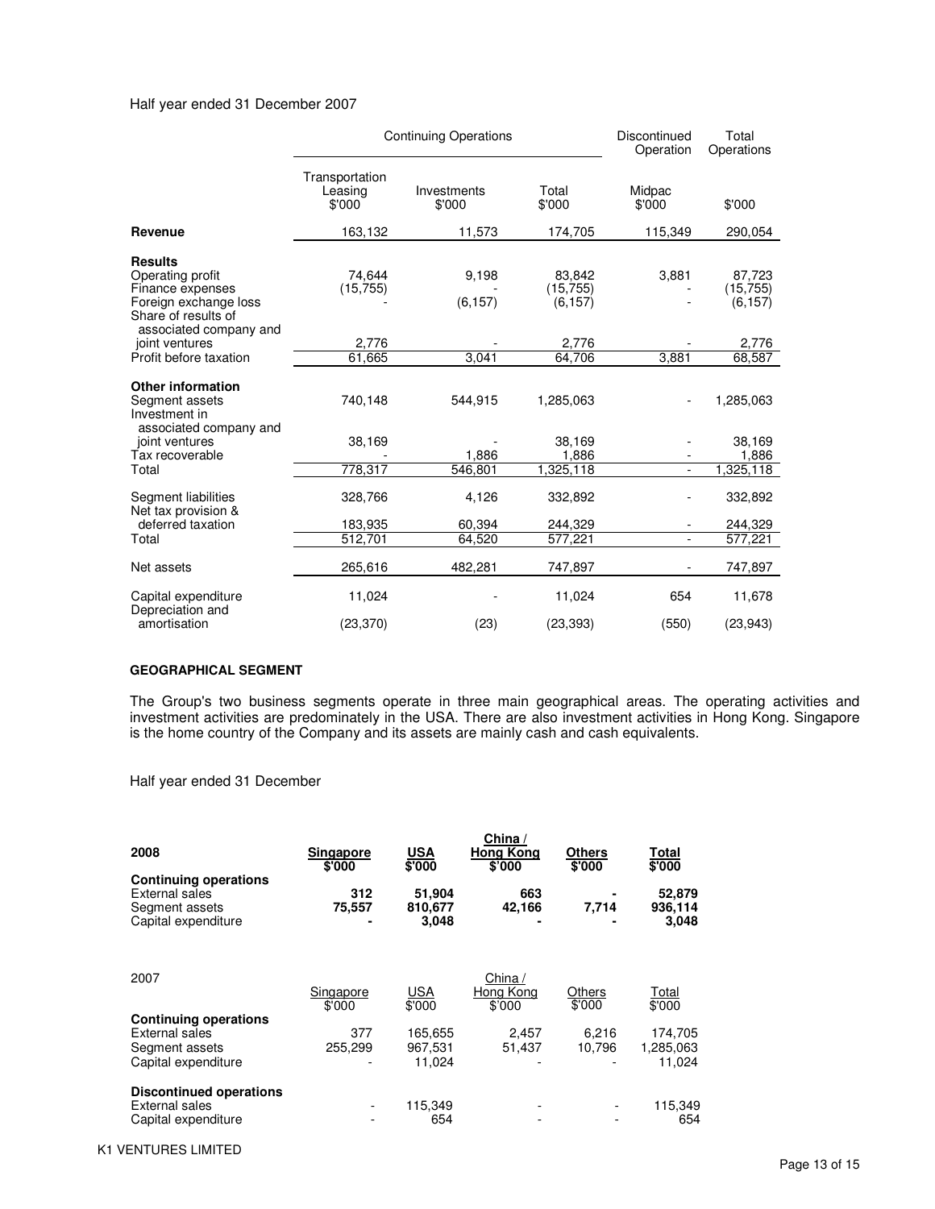Half year ended 31 December 2007

| | Continuing Operations | | | Discontinued Operation | Total Operations |
|---|---|---|---|---|---|
| | Transportation Leasing $'000 | Investments $'000 | Total $'000 | Midpac $'000 | $'000 |
| **Revenue** | 163,132 | 11,573 | 174,705 | 115,349 | 290,054 |
| **Results** | | | | | |
| Operating profit | 74,644 | 9,198 | 83,842 | 3,881 | 87,723 |
| Finance expenses | (15,755) | - | (15,755) | - | (15,755) |
| Foreign exchange loss | - | (6,157) | (6,157) | - | (6,157) |
| Share of results of associated company and joint ventures | 2,776 | - | 2,776 | - | 2,776 |
| Profit before taxation | 61,665 | 3,041 | 64,706 | 3,881 | 68,587 |
| **Other information** | | | | | |
| Segment assets | 740,148 | 544,915 | 1,285,063 | - | 1,285,063 |
| Investment in associated company and joint ventures | 38,169 | - | 38,169 | - | 38,169 |
| Tax recoverable | - | 1,886 | 1,886 | - | 1,886 |
| Total | 778,317 | 546,801 | 1,325,118 | - | 1,325,118 |
| Segment liabilities | 328,766 | 4,126 | 332,892 | - | 332,892 |
| Net tax provision & deferred taxation | 183,935 | 60,394 | 244,329 | - | 244,329 |
| Total | 512,701 | 64,520 | 577,221 | - | 577,221 |
| Net assets | 265,616 | 482,281 | 747,897 | - | 747,897 |
| Capital expenditure | 11,024 | - | 11,024 | 654 | 11,678 |
| Depreciation and amortisation | (23,370) | (23) | (23,393) | (550) | (23,943) |

**GEOGRAPHICAL SEGMENT**

The Group's two business segments operate in three main geographical areas. The operating activities and investment activities are predominately in the USA. There are also investment activities in Hong Kong. Singapore is the home country of the Company and its assets are mainly cash and cash equivalents.

Half year ended 31 December

| **2008** | **Singapore $'000** | **USA $'000** | **China / Hong Kong $'000** | **Others $'000** | **Total $'000** |
|---|---|---|---|---|---|
| **Continuing operations** | | | | | |
| External sales | **312** | **51,904** | **663** | **-** | **52,879** |
| Segment assets | **75,557** | **810,677** | **42,166** | **7,714** | **936,114** |
| Capital expenditure | **-** | **3,048** | **-** | **-** | **3,048** |

| 2007 | Singapore $'000 | USA $'000 | China / Hong Kong $'000 | Others $'000 | Total $'000 |
|---|---|---|---|---|---|
| **Continuing operations** | | | | | |
| External sales | 377 | 165,655 | 2,457 | 6,216 | 174,705 |
| Segment assets | 255,299 | 967,531 | 51,437 | 10,796 | 1,285,063 |
| Capital expenditure | - | 11,024 | - | - | 11,024 |
| **Discontinued operations** | | | | | |
| External sales | - | 115,349 | - | - | 115,349 |
| Capital expenditure | - | 654 | - | - | 654 |

K1 VENTURES LIMITED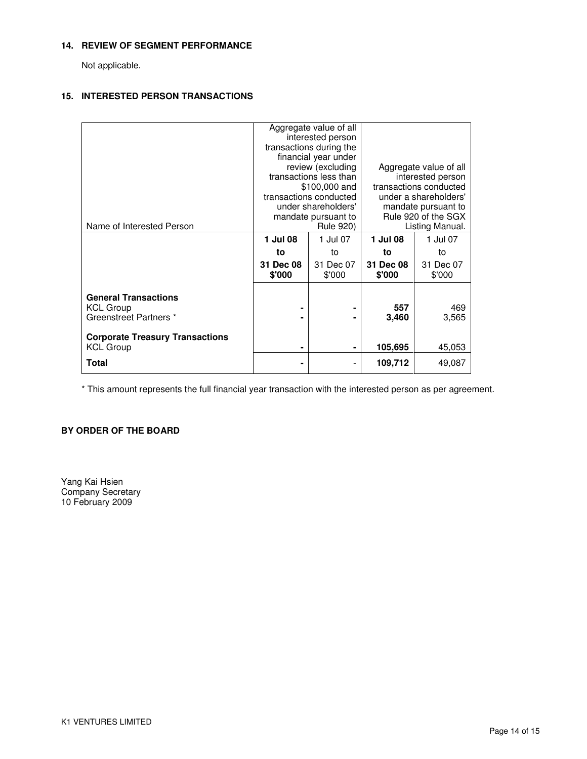**14. REVIEW OF SEGMENT PERFORMANCE**

Not applicable.

**15. INTERESTED PERSON TRANSACTIONS**

| Name of Interested Person | Aggregate value of all interested person transactions during the financial year under review (excluding transactions less than $100,000 and transactions conducted under shareholders' mandate pursuant to Rule 920) | | Aggregate value of all interested person transactions conducted under a shareholders' mandate pursuant to Rule 920 of the SGX Listing Manual. | |
|---|---|---|---|---|
| | **1 Jul 08 to 31 Dec 08 $'000** | 1 Jul 07 to 31 Dec 07 $'000 | **1 Jul 08 to 31 Dec 08 $'000** | 1 Jul 07 to 31 Dec 07 $'000 |
| **General Transactions** | | | | |
| KCL Group | **-** | **-** | **557** | 469 |
| Greenstreet Partners * | **-** | **-** | **3,460** | 3,565 |
| **Corporate Treasury Transactions** | | | | |
| KCL Group | **-** | **-** | **105,695** | 45,053 |
| **Total** | **-** | - | **109,712** | 49,087 |

* This amount represents the full financial year transaction with the interested person as per agreement.

**BY ORDER OF THE BOARD**

Yang Kai Hsien
Company Secretary
10 February 2009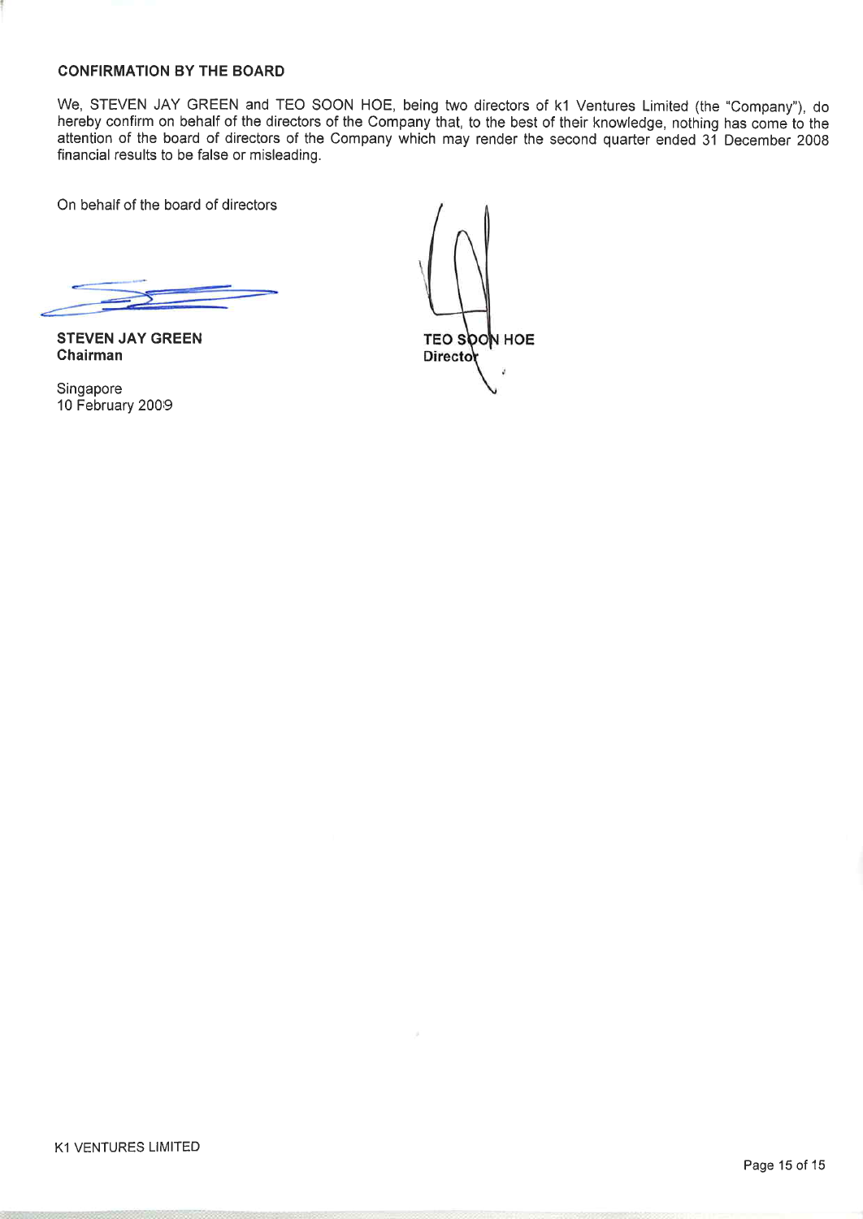## CONFIRMATION BY THE BOARD

We, STEVEN JAY GREEN and TEO SOON HOE, being two directors of k1 Ventures Limited (the "Company"), do hereby confirm on behalf of the directors of the Company that, to the best of their knowledge, nothing has come to the attention of the board of directors of the Company which may render the second quarter ended 31 December 2008 financial results to be false or misleading.

On behalf of the board of directors

**STEVEN JAY GREEN**
**Chairman**

**TEO SOON HOE**
**Director**

Singapore
10 February 2009

K1 VENTURES LIMITED